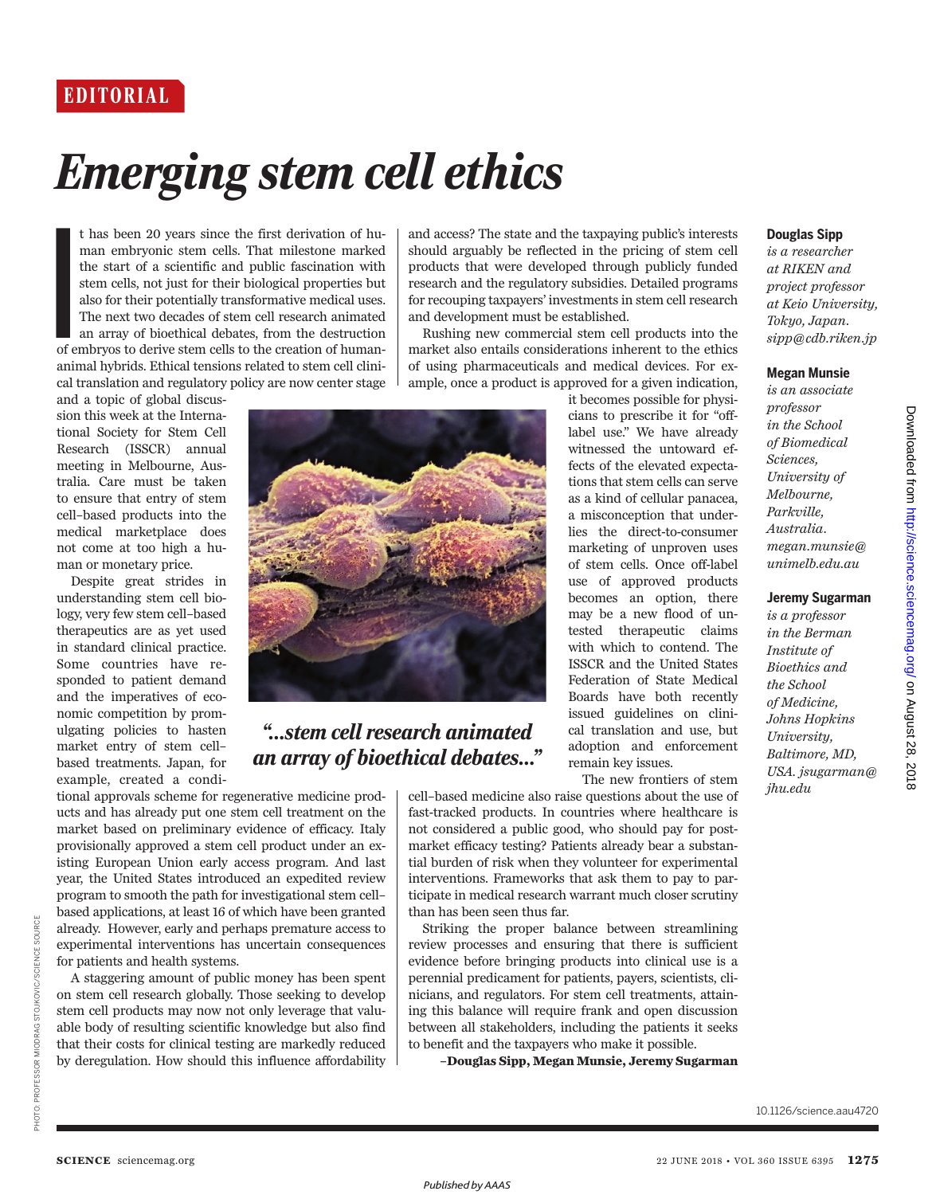EDITORIAL

# Emerging stem cell ethics

It has been 20 years since the first derivation of human embryonic stem cells. That milestone marked the start of a scientific and public fascination with stem cells, not just for their biological properties but also for their potentially transformative medical uses. The next two decades of stem cell research animated an array of bioethical debates, from the destruction of embryos to derive stem cells to the creation of human-animal hybrids. Ethical tensions related to stem cell clinical translation and regulatory policy are now center stage and a topic of global discussion this week at the International Society for Stem Cell Research (ISSCR) annual meeting in Melbourne, Australia. Care must be taken to ensure that entry of stem cell–based products into the medical marketplace does not come at too high a human or monetary price.

Despite great strides in understanding stem cell biology, very few stem cell–based therapeutics are as yet used in standard clinical practice. Some countries have responded to patient demand and the imperatives of economic competition by promulgating policies to hasten market entry of stem cell–based treatments. Japan, for example, created a conditional approvals scheme for regenerative medicine products and has already put one stem cell treatment on the market based on preliminary evidence of efficacy. Italy provisionally approved a stem cell product under an existing European Union early access program. And last year, the United States introduced an expedited review program to smooth the path for investigational stem cell–based applications, at least 16 of which have been granted already. However, early and perhaps premature access to experimental interventions has uncertain consequences for patients and health systems.

A staggering amount of public money has been spent on stem cell research globally. Those seeking to develop stem cell products may now not only leverage that valuable body of resulting scientific knowledge but also find that their costs for clinical testing are markedly reduced by deregulation. How should this influence affordability and access? The state and the taxpaying public's interests should arguably be reflected in the pricing of stem cell products that were developed through publicly funded research and the regulatory subsidies. Detailed programs for recouping taxpayers' investments in stem cell research and development must be established.

Rushing new commercial stem cell products into the market also entails considerations inherent to the ethics of using pharmaceuticals and medical devices. For example, once a product is approved for a given indication, it becomes possible for physicians to prescribe it for "off-label use." We have already witnessed the untoward effects of the elevated expectations that stem cells can serve as a kind of cellular panacea, a misconception that underlies the direct-to-consumer marketing of unproven uses of stem cells. Once off-label use of approved products becomes an option, there may be a new flood of untested therapeutic claims with which to contend. The ISSCR and the United States Federation of State Medical Boards have both recently issued guidelines on clinical translation and use, but adoption and enforcement remain key issues.

*"...stem cell research animated an array of bioethical debates..."*

The new frontiers of stem cell–based medicine also raise questions about the use of fast-tracked products. In countries where healthcare is not considered a public good, who should pay for postmarket efficacy testing? Patients already bear a substantial burden of risk when they volunteer for experimental interventions. Frameworks that ask them to pay to participate in medical research warrant much closer scrutiny than has been seen thus far.

Striking the proper balance between streamlining review processes and ensuring that there is sufficient evidence before bringing products into clinical use is a perennial predicament for patients, payers, scientists, clinicians, and regulators. For stem cell treatments, attaining this balance will require frank and open discussion between all stakeholders, including the patients it seeks to benefit and the taxpayers who make it possible.

–**Douglas Sipp, Megan Munsie, Jeremy Sugarman**

**Douglas Sipp** *is a researcher at RIKEN and project professor at Keio University, Tokyo, Japan. sipp@cdb.riken.jp*

**Megan Munsie** *is an associate professor in the School of Biomedical Sciences, University of Melbourne, Parkville, Australia. megan.munsie@unimelb.edu.au*

**Jeremy Sugarman** *is a professor in the Berman Institute of Bioethics and the School of Medicine, Johns Hopkins University, Baltimore, MD, USA. jsugarman@jhu.edu*

PHOTO: PROFESSOR MIODRAG STOJKOVIC/SCIENCE SOURCE

10.1126/science.aau4720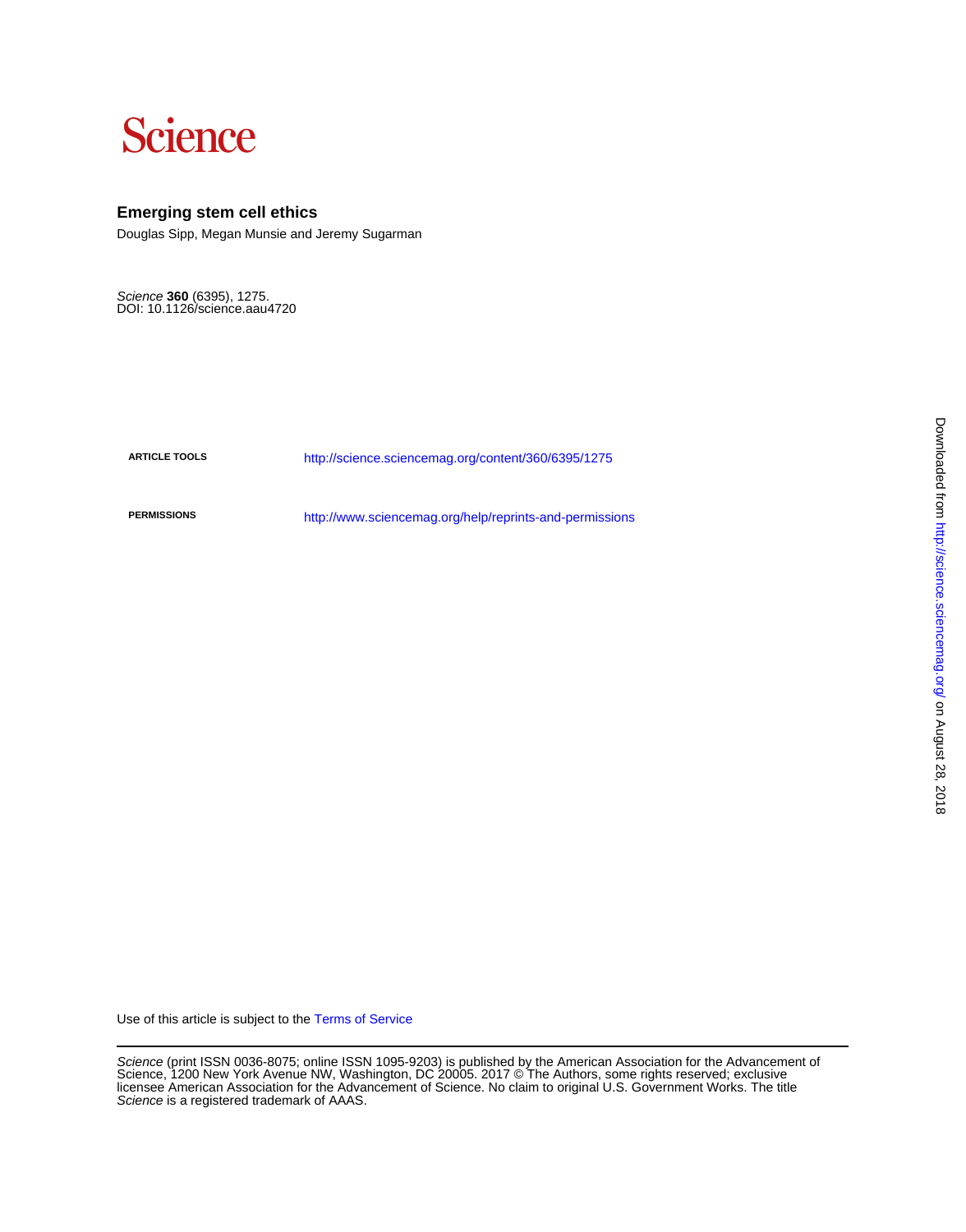# Science

## Emerging stem cell ethics

Douglas Sipp, Megan Munsie and Jeremy Sugarman

*Science* **360** (6395), 1275.
DOI: 10.1126/science.aau4720

**ARTICLE TOOLS** http://science.sciencemag.org/content/360/6395/1275

**PERMISSIONS** http://www.sciencemag.org/help/reprints-and-permissions

Downloaded from http://science.sciencemag.org/ on August 28, 2018

Use of this article is subject to the Terms of Service

*Science* (print ISSN 0036-8075; online ISSN 1095-9203) is published by the American Association for the Advancement of Science, 1200 New York Avenue NW, Washington, DC 20005. 2017 © The Authors, some rights reserved; exclusive licensee American Association for the Advancement of Science. No claim to original U.S. Government Works. The title *Science* is a registered trademark of AAAS.